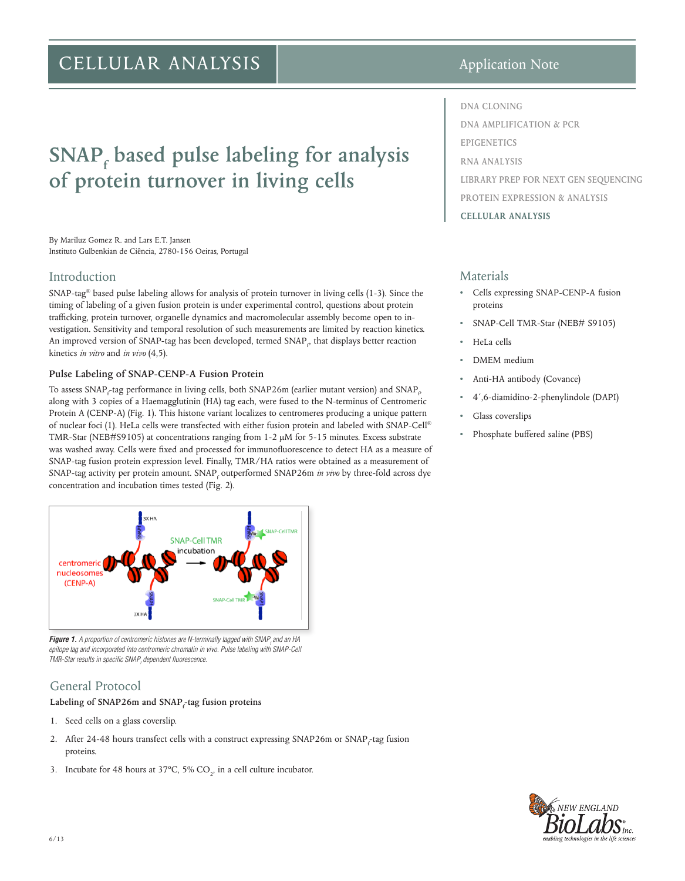# CELLULAR ANALYSIS

Application Note

- DNA CLONING
- DNA AMPLIFICATION & PCR
- EPIGENETICS
- RNA ANALYSIS
- LIBRARY PREP FOR NEXT GEN SEQUENCING
- PROTEIN EXPRESSION & ANALYSIS
- **CELLULAR ANALYSIS**

# SNAP$_f$ based pulse labeling for analysis of protein turnover in living cells

By Mariluz Gomez R. and Lars E.T. Jansen
Instituto Gulbenkian de Ciência, 2780-156 Oeiras, Portugal

## Introduction

SNAP-tag® based pulse labeling allows for analysis of protein turnover in living cells (1-3). Since the timing of labeling of a given fusion protein is under experimental control, questions about protein trafficking, protein turnover, organelle dynamics and macromolecular assembly become open to investigation. Sensitivity and temporal resolution of such measurements are limited by reaction kinetics. An improved version of SNAP-tag has been developed, termed SNAP$_f$, that displays better reaction kinetics *in vitro* and *in vivo* (4,5).

### Pulse Labeling of SNAP-CENP-A Fusion Protein

To assess SNAP$_f$-tag performance in living cells, both SNAP26m (earlier mutant version) and SNAP$_f$, along with 3 copies of a Haemagglutinin (HA) tag each, were fused to the N-terminus of Centromeric Protein A (CENP-A) (Fig. 1). This histone variant localizes to centromeres producing a unique pattern of nuclear foci (1). HeLa cells were transfected with either fusion protein and labeled with SNAP-Cell® TMR-Star (NEB#S9105) at concentrations ranging from 1-2 µM for 5-15 minutes. Excess substrate was washed away. Cells were fixed and processed for immunofluorescence to detect HA as a measure of SNAP-tag fusion protein expression level. Finally, TMR/HA ratios were obtained as a measurement of SNAP-tag activity per protein amount. SNAP$_f$ outperformed SNAP26m *in vivo* by three-fold across dye concentration and incubation times tested (Fig. 2).

***Figure 1.*** *A proportion of centromeric histones are N-terminally tagged with SNAP$_f$ and an HA epitope tag and incorporated into centromeric chromatin in vivo. Pulse labeling with SNAP-Cell TMR-Star results in specific SNAP$_f$ dependent fluorescence.*

## Materials

- Cells expressing SNAP-CENP-A fusion proteins
- SNAP-Cell TMR-Star (NEB# S9105)
- HeLa cells
- DMEM medium
- Anti-HA antibody (Covance)
- 4´,6-diamidino-2-phenylindole (DAPI)
- Glass coverslips
- Phosphate buffered saline (PBS)

## General Protocol

### Labeling of SNAP26m and SNAP$_f$-tag fusion proteins

1. Seed cells on a glass coverslip.
2. After 24-48 hours transfect cells with a construct expressing SNAP26m or SNAP$_f$-tag fusion proteins.
3. Incubate for 48 hours at 37°C, 5% $CO_2$, in a cell culture incubator.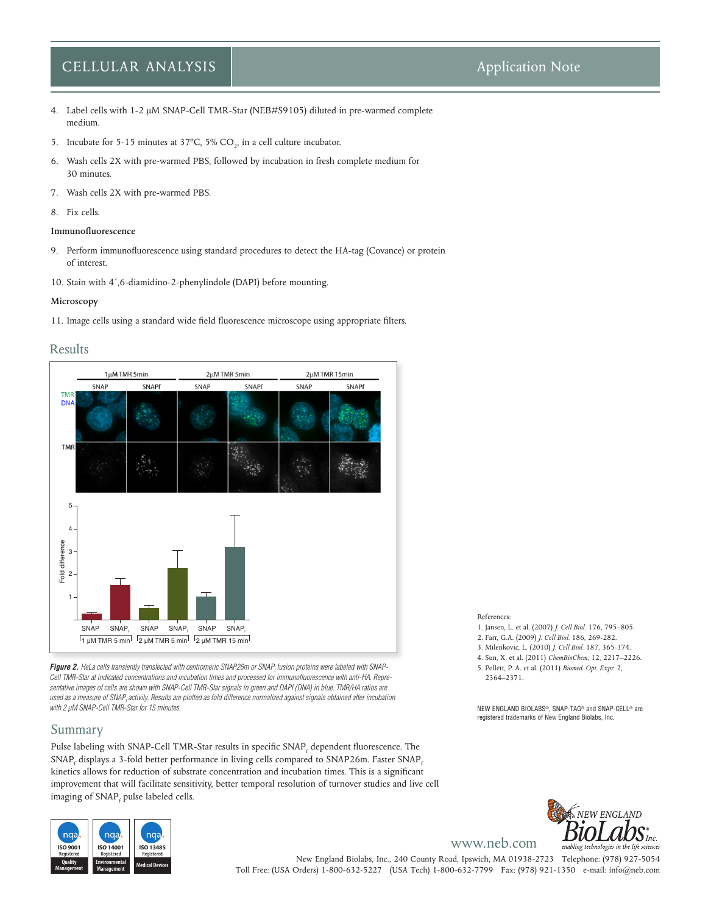4. Label cells with 1-2 µM SNAP-Cell TMR-Star (NEB#S9105) diluted in pre-warmed complete medium.
5. Incubate for 5-15 minutes at 37°C, 5% $CO_2$, in a cell culture incubator.
6. Wash cells 2X with pre-warmed PBS, followed by incubation in fresh complete medium for 30 minutes.
7. Wash cells 2X with pre-warmed PBS.
8. Fix cells.

**Immunofluorescence**

9. Perform immunofluorescence using standard procedures to detect the HA-tag (Covance) or protein of interest.
10. Stain with 4´,6-diamidino-2-phenylindole (DAPI) before mounting.

**Microscopy**

11. Image cells using a standard wide field fluorescence microscope using appropriate filters.

## Results

1µM TMR 5min
2µM TMR 5min
2µM TMR 15min
SNAP
SNAPf
TMR
DNA

Fold difference
5
4
3
2
1
SNAP
$SNAP_f$
1 µM TMR 5 min
2 µM TMR 5 min
2 µM TMR 15 min

***Figure 2.*** *HeLa cells transiently transfected with centromeric SNAP26m or $SNAP_f$ fusion proteins were labeled with SNAP-Cell TMR-Star at indicated concentrations and incubation times and processed for immunofluorescence with anti-HA. Representative images of cells are shown with SNAP-Cell TMR-Star signals in green and DAPI (DNA) in blue. TMR/HA ratios are used as a measure of $SNAP_f$ activity. Results are plotted as fold difference normalized against signals obtained after incubation with 2 µM SNAP-Cell TMR-Star for 15 minutes.*

## Summary

Pulse labeling with SNAP-Cell TMR-Star results in specific $SNAP_f$ dependent fluorescence. The $SNAP_f$ displays a 3-fold better performance in living cells compared to SNAP26m. Faster $SNAP_f$ kinetics allows for reduction of substrate concentration and incubation times. This is a significant improvement that will facilitate sensitivity, better temporal resolution of turnover studies and live cell imaging of $SNAP_f$ pulse labeled cells.

References:

1. Jansen, L. et al. (2007) *J. Cell Biol.* 176, 795–805.
2. Farr, G.A. (2009) *J. Cell Biol.* 186, 269-282.
3. Milenkovic, L. (2010) *J. Cell Biol.* 187, 365-374.
4. Sun, X. et al. (2011) *ChemBioChem,* 12, 2217–2226.
5. Pellett, P. A. et al. (2011) *Biomed. Opt. Expr.* 2, 2364–2371.

NEW ENGLAND BIOLABS®, SNAP-TAG® and SNAP-CELL® are registered trademarks of New England Biolabs, Inc.

ISO 9001 Registered Quality Management
ISO 14001 Registered Environmental Management
ISO 13485 Registered Medical Devices

www.neb.com

New England Biolabs, Inc., 240 County Road, Ipswich, MA 01938-2723 Telephone: (978) 927-5054
Toll Free: (USA Orders) 1-800-632-5227 (USA Tech) 1-800-632-7799 Fax: (978) 921-1350 e-mail: info@neb.com